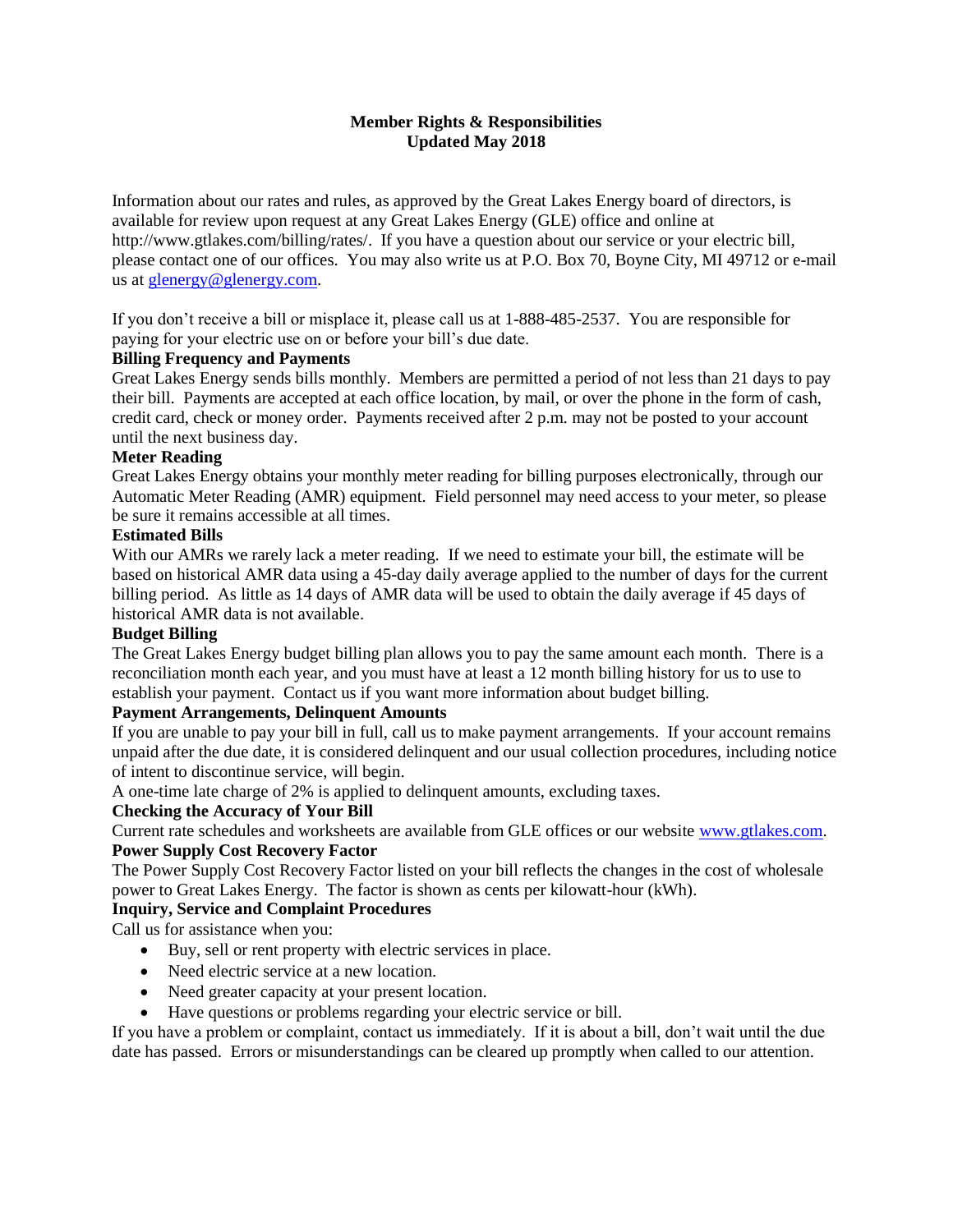# Member Rights & Responsibilities
## Updated May 2018

Information about our rates and rules, as approved by the Great Lakes Energy board of directors, is available for review upon request at any Great Lakes Energy (GLE) office and online at http://www.gtlakes.com/billing/rates/. If you have a question about our service or your electric bill, please contact one of our offices. You may also write us at P.O. Box 70, Boyne City, MI 49712 or e-mail us at glenergy@glenergy.com.

If you don't receive a bill or misplace it, please call us at 1-888-485-2537. You are responsible for paying for your electric use on or before your bill's due date.

**Billing Frequency and Payments**

Great Lakes Energy sends bills monthly. Members are permitted a period of not less than 21 days to pay their bill. Payments are accepted at each office location, by mail, or over the phone in the form of cash, credit card, check or money order. Payments received after 2 p.m. may not be posted to your account until the next business day.

**Meter Reading**

Great Lakes Energy obtains your monthly meter reading for billing purposes electronically, through our Automatic Meter Reading (AMR) equipment. Field personnel may need access to your meter, so please be sure it remains accessible at all times.

**Estimated Bills**

With our AMRs we rarely lack a meter reading. If we need to estimate your bill, the estimate will be based on historical AMR data using a 45-day daily average applied to the number of days for the current billing period. As little as 14 days of AMR data will be used to obtain the daily average if 45 days of historical AMR data is not available.

**Budget Billing**

The Great Lakes Energy budget billing plan allows you to pay the same amount each month. There is a reconciliation month each year, and you must have at least a 12 month billing history for us to use to establish your payment. Contact us if you want more information about budget billing.

**Payment Arrangements, Delinquent Amounts**

If you are unable to pay your bill in full, call us to make payment arrangements. If your account remains unpaid after the due date, it is considered delinquent and our usual collection procedures, including notice of intent to discontinue service, will begin.

A one-time late charge of 2% is applied to delinquent amounts, excluding taxes.

**Checking the Accuracy of Your Bill**

Current rate schedules and worksheets are available from GLE offices or our website www.gtlakes.com.

**Power Supply Cost Recovery Factor**

The Power Supply Cost Recovery Factor listed on your bill reflects the changes in the cost of wholesale power to Great Lakes Energy. The factor is shown as cents per kilowatt-hour (kWh).

**Inquiry, Service and Complaint Procedures**

Call us for assistance when you:

- Buy, sell or rent property with electric services in place.
- Need electric service at a new location.
- Need greater capacity at your present location.
- Have questions or problems regarding your electric service or bill.

If you have a problem or complaint, contact us immediately. If it is about a bill, don't wait until the due date has passed. Errors or misunderstandings can be cleared up promptly when called to our attention.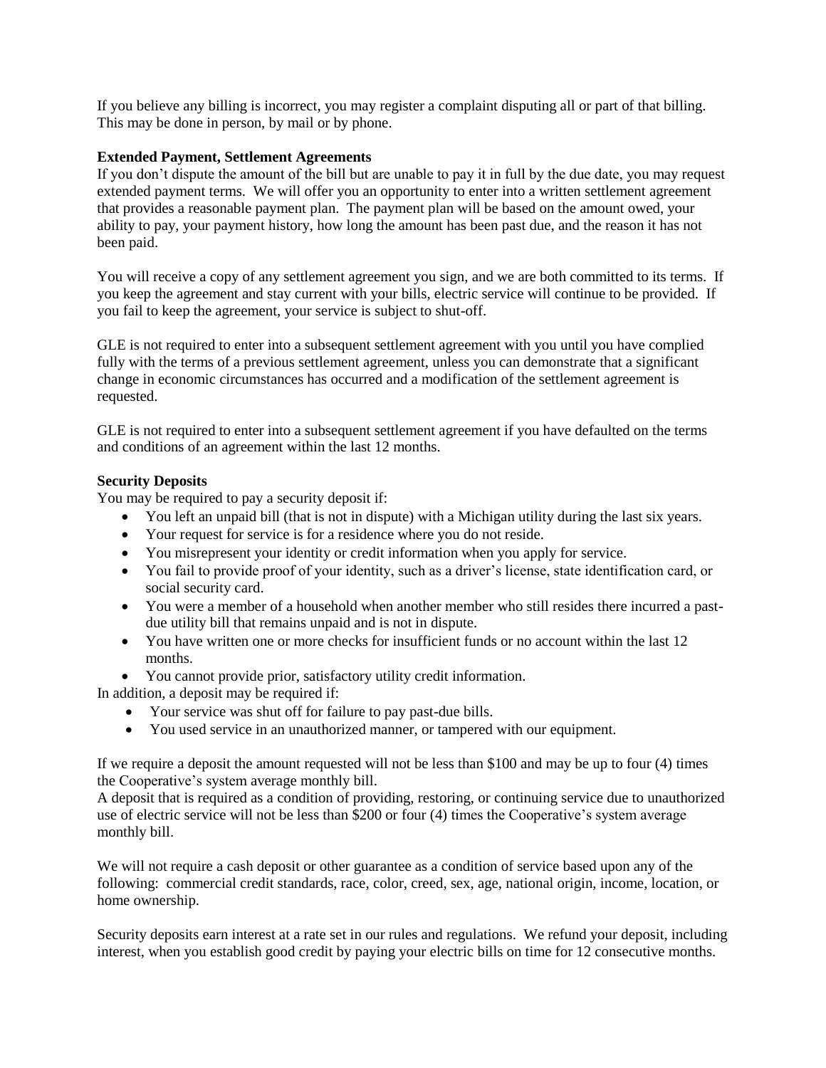If you believe any billing is incorrect, you may register a complaint disputing all or part of that billing. This may be done in person, by mail or by phone.

**Extended Payment, Settlement Agreements**

If you don't dispute the amount of the bill but are unable to pay it in full by the due date, you may request extended payment terms. We will offer you an opportunity to enter into a written settlement agreement that provides a reasonable payment plan. The payment plan will be based on the amount owed, your ability to pay, your payment history, how long the amount has been past due, and the reason it has not been paid.

You will receive a copy of any settlement agreement you sign, and we are both committed to its terms. If you keep the agreement and stay current with your bills, electric service will continue to be provided. If you fail to keep the agreement, your service is subject to shut-off.

GLE is not required to enter into a subsequent settlement agreement with you until you have complied fully with the terms of a previous settlement agreement, unless you can demonstrate that a significant change in economic circumstances has occurred and a modification of the settlement agreement is requested.

GLE is not required to enter into a subsequent settlement agreement if you have defaulted on the terms and conditions of an agreement within the last 12 months.

**Security Deposits**

You may be required to pay a security deposit if:

- You left an unpaid bill (that is not in dispute) with a Michigan utility during the last six years.
- Your request for service is for a residence where you do not reside.
- You misrepresent your identity or credit information when you apply for service.
- You fail to provide proof of your identity, such as a driver's license, state identification card, or social security card.
- You were a member of a household when another member who still resides there incurred a past-due utility bill that remains unpaid and is not in dispute.
- You have written one or more checks for insufficient funds or no account within the last 12 months.
- You cannot provide prior, satisfactory utility credit information.

In addition, a deposit may be required if:

- Your service was shut off for failure to pay past-due bills.
- You used service in an unauthorized manner, or tampered with our equipment.

If we require a deposit the amount requested will not be less than $100 and may be up to four (4) times the Cooperative's system average monthly bill.
A deposit that is required as a condition of providing, restoring, or continuing service due to unauthorized use of electric service will not be less than $200 or four (4) times the Cooperative's system average monthly bill.

We will not require a cash deposit or other guarantee as a condition of service based upon any of the following: commercial credit standards, race, color, creed, sex, age, national origin, income, location, or home ownership.

Security deposits earn interest at a rate set in our rules and regulations. We refund your deposit, including interest, when you establish good credit by paying your electric bills on time for 12 consecutive months.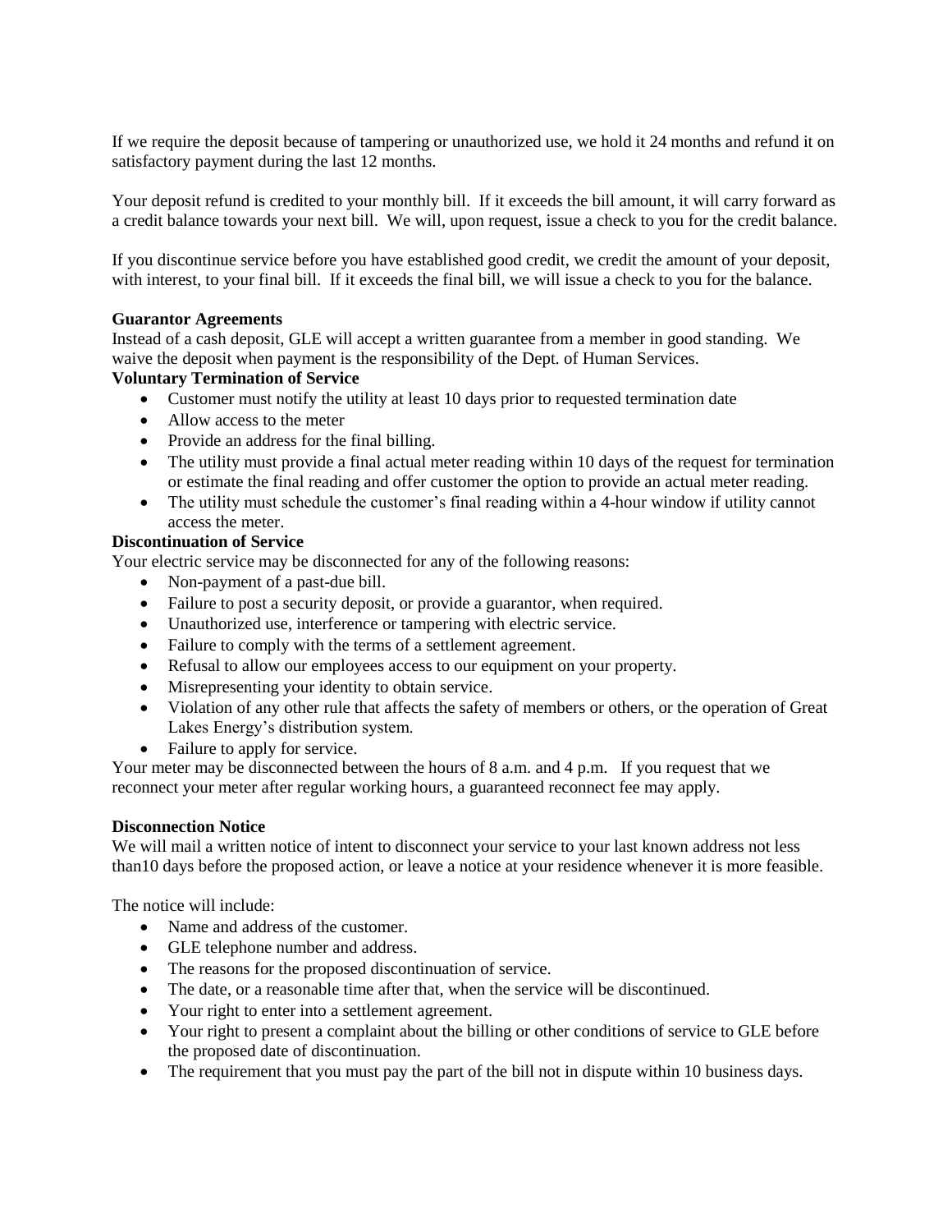If we require the deposit because of tampering or unauthorized use, we hold it 24 months and refund it on satisfactory payment during the last 12 months.

Your deposit refund is credited to your monthly bill. If it exceeds the bill amount, it will carry forward as a credit balance towards your next bill. We will, upon request, issue a check to you for the credit balance.

If you discontinue service before you have established good credit, we credit the amount of your deposit, with interest, to your final bill. If it exceeds the final bill, we will issue a check to you for the balance.

**Guarantor Agreements**

Instead of a cash deposit, GLE will accept a written guarantee from a member in good standing. We waive the deposit when payment is the responsibility of the Dept. of Human Services.

**Voluntary Termination of Service**

- Customer must notify the utility at least 10 days prior to requested termination date
- Allow access to the meter
- Provide an address for the final billing.
- The utility must provide a final actual meter reading within 10 days of the request for termination or estimate the final reading and offer customer the option to provide an actual meter reading.
- The utility must schedule the customer's final reading within a 4-hour window if utility cannot access the meter.

**Discontinuation of Service**

Your electric service may be disconnected for any of the following reasons:

- Non-payment of a past-due bill.
- Failure to post a security deposit, or provide a guarantor, when required.
- Unauthorized use, interference or tampering with electric service.
- Failure to comply with the terms of a settlement agreement.
- Refusal to allow our employees access to our equipment on your property.
- Misrepresenting your identity to obtain service.
- Violation of any other rule that affects the safety of members or others, or the operation of Great Lakes Energy's distribution system.
- Failure to apply for service.

Your meter may be disconnected between the hours of 8 a.m. and 4 p.m. If you request that we reconnect your meter after regular working hours, a guaranteed reconnect fee may apply.

**Disconnection Notice**

We will mail a written notice of intent to disconnect your service to your last known address not less than10 days before the proposed action, or leave a notice at your residence whenever it is more feasible.

The notice will include:

- Name and address of the customer.
- GLE telephone number and address.
- The reasons for the proposed discontinuation of service.
- The date, or a reasonable time after that, when the service will be discontinued.
- Your right to enter into a settlement agreement.
- Your right to present a complaint about the billing or other conditions of service to GLE before the proposed date of discontinuation.
- The requirement that you must pay the part of the bill not in dispute within 10 business days.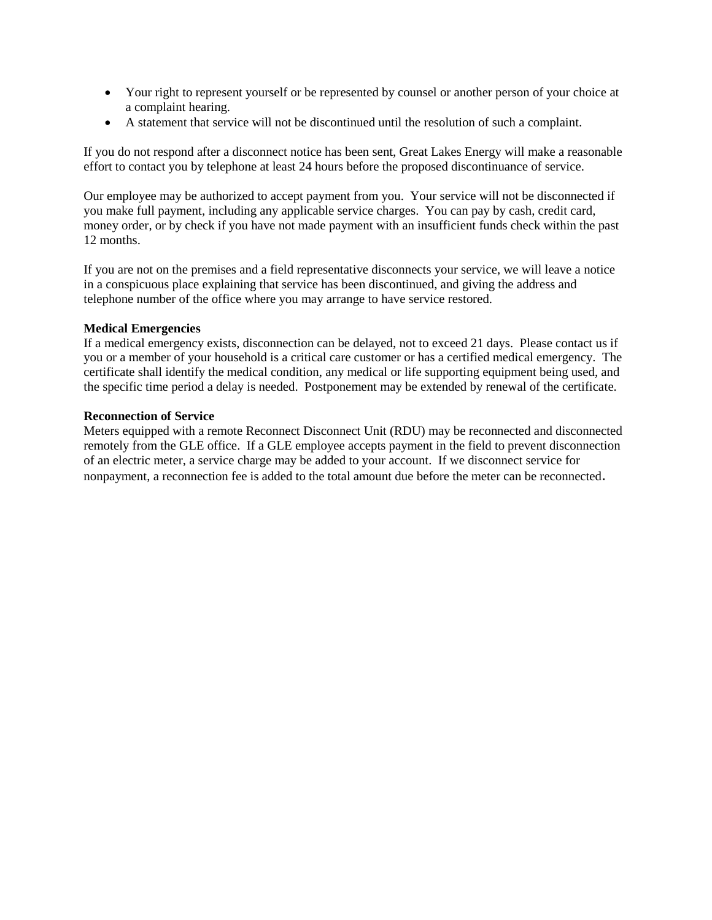- Your right to represent yourself or be represented by counsel or another person of your choice at a complaint hearing.
- A statement that service will not be discontinued until the resolution of such a complaint.

If you do not respond after a disconnect notice has been sent, Great Lakes Energy will make a reasonable effort to contact you by telephone at least 24 hours before the proposed discontinuance of service.

Our employee may be authorized to accept payment from you. Your service will not be disconnected if you make full payment, including any applicable service charges. You can pay by cash, credit card, money order, or by check if you have not made payment with an insufficient funds check within the past 12 months.

If you are not on the premises and a field representative disconnects your service, we will leave a notice in a conspicuous place explaining that service has been discontinued, and giving the address and telephone number of the office where you may arrange to have service restored.

**Medical Emergencies**

If a medical emergency exists, disconnection can be delayed, not to exceed 21 days. Please contact us if you or a member of your household is a critical care customer or has a certified medical emergency. The certificate shall identify the medical condition, any medical or life supporting equipment being used, and the specific time period a delay is needed. Postponement may be extended by renewal of the certificate.

**Reconnection of Service**

Meters equipped with a remote Reconnect Disconnect Unit (RDU) may be reconnected and disconnected remotely from the GLE office. If a GLE employee accepts payment in the field to prevent disconnection of an electric meter, a service charge may be added to your account. If we disconnect service for nonpayment, a reconnection fee is added to the total amount due before the meter can be reconnected.